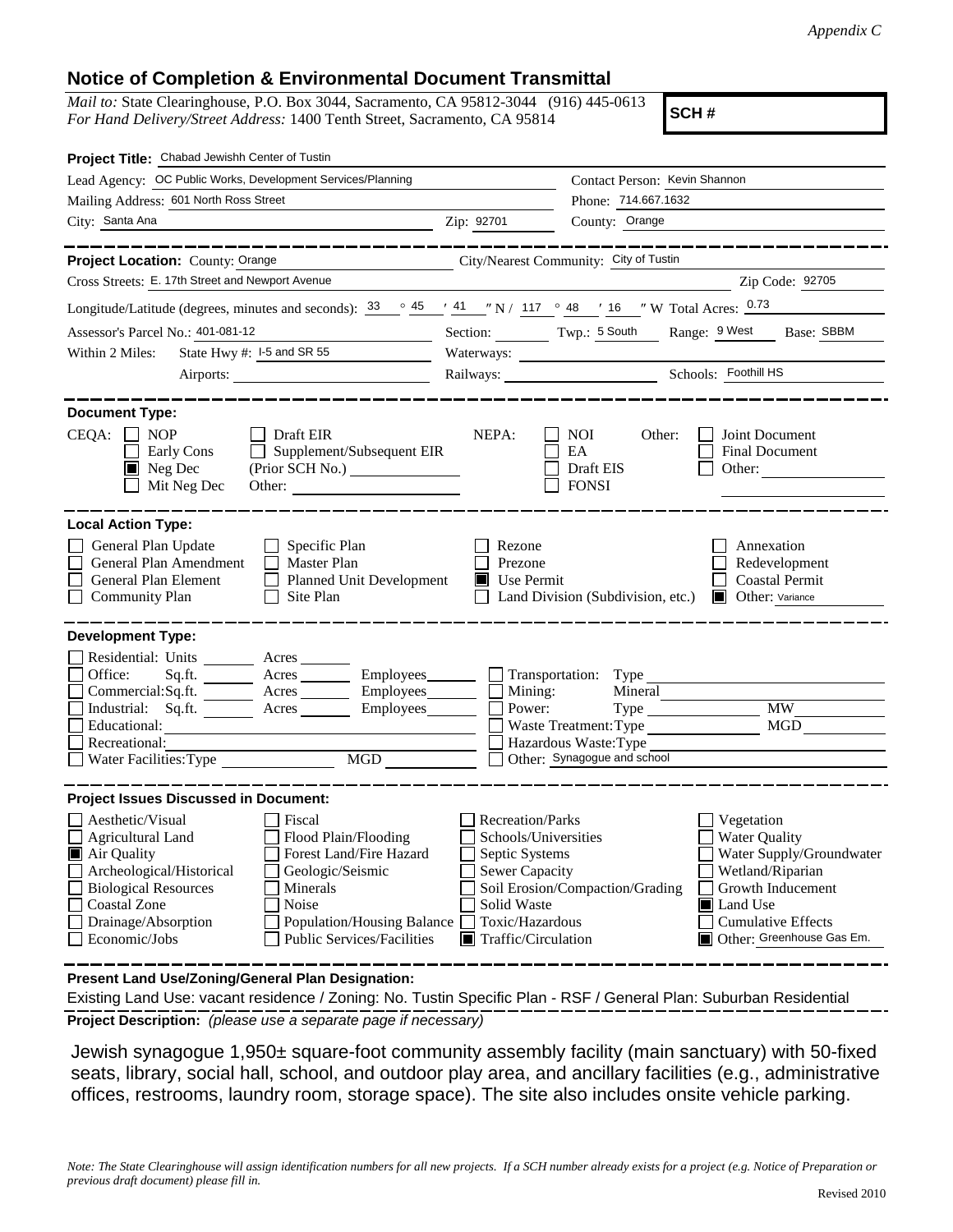*Appendix C*

## Notice of Completion & Environmental Document Transmittal

*Mail to:* State Clearinghouse, P.O. Box 3044, Sacramento, CA 95812-3044 (916) 445-0613
*For Hand Delivery/Street Address:* 1400 Tenth Street, Sacramento, CA 95814

**SCH #**

**Project Title:** Chabad Jewishh Center of Tustin

Lead Agency: OC Public Works, Development Services/Planning — Contact Person: Kevin Shannon

Mailing Address: 601 North Ross Street — Phone: 714.667.1632

City: Santa Ana — Zip: 92701 — County: Orange

---

**Project Location:** County: Orange — City/Nearest Community: City of Tustin

Cross Streets: E. 17th Street and Newport Avenue — Zip Code: 92705

Longitude/Latitude (degrees, minutes and seconds): 33 ° 45 ′ 41 ″ N / 117 ° 48 ′ 16 ″ W Total Acres: 0.73

Assessor's Parcel No.: 401-081-12 — Section: ____ Twp.: 5 South — Range: 9 West — Base: SBBM

Within 2 Miles: State Hwy #: I-5 and SR 55 — Waterways: ____

Airports: ____ — Railways: ____ — Schools: Foothill HS

---

**Document Type:**

CEQA:
- ☐ NOP
- ☐ Early Cons
- ☒ Neg Dec
- ☐ Mit Neg Dec
- ☐ Draft EIR
- ☐ Supplement/Subsequent EIR (Prior SCH No.) ____
- Other: ____

NEPA:
- ☐ NOI
- ☐ EA
- ☐ Draft EIS
- ☐ FONSI

Other:
- ☐ Joint Document
- ☐ Final Document
- ☐ Other: ____

---

**Local Action Type:**

- ☐ General Plan Update
- ☐ General Plan Amendment
- ☐ General Plan Element
- ☐ Community Plan
- ☐ Specific Plan
- ☐ Master Plan
- ☐ Planned Unit Development
- ☐ Site Plan
- ☐ Rezone
- ☐ Prezone
- ☒ Use Permit
- ☐ Land Division (Subdivision, etc.)
- ☐ Annexation
- ☐ Redevelopment
- ☐ Coastal Permit
- ☒ Other: Variance

---

**Development Type:**

- ☐ Residential: Units ____ Acres ____
- ☐ Office: Sq.ft. ____ Acres ____ Employees ____
- ☐ Commercial: Sq.ft. ____ Acres ____ Employees ____
- ☐ Industrial: Sq.ft. ____ Acres ____ Employees ____
- ☐ Educational: ____
- ☐ Recreational: ____
- ☐ Water Facilities: Type ____ MGD ____
- ☐ Transportation: Type ____
- ☐ Mining: Mineral ____
- ☐ Power: Type ____ MW ____
- ☐ Waste Treatment: Type ____ MGD ____
- ☐ Hazardous Waste: Type ____
- ☐ Other: Synagogue and school

---

**Project Issues Discussed in Document:**

- ☐ Aesthetic/Visual
- ☐ Agricultural Land
- ☒ Air Quality
- ☐ Archeological/Historical
- ☐ Biological Resources
- ☐ Coastal Zone
- ☐ Drainage/Absorption
- ☐ Economic/Jobs
- ☐ Fiscal
- ☐ Flood Plain/Flooding
- ☐ Forest Land/Fire Hazard
- ☐ Geologic/Seismic
- ☐ Minerals
- ☐ Noise
- ☐ Population/Housing Balance
- ☐ Public Services/Facilities
- ☐ Recreation/Parks
- ☐ Schools/Universities
- ☐ Septic Systems
- ☐ Sewer Capacity
- ☐ Soil Erosion/Compaction/Grading
- ☐ Solid Waste
- ☐ Toxic/Hazardous
- ☒ Traffic/Circulation
- ☐ Vegetation
- ☐ Water Quality
- ☐ Water Supply/Groundwater
- ☐ Wetland/Riparian
- ☐ Growth Inducement
- ☒ Land Use
- ☐ Cumulative Effects
- ☒ Other: Greenhouse Gas Em.

---

**Present Land Use/Zoning/General Plan Designation:**

Existing Land Use: vacant residence / Zoning: No. Tustin Specific Plan - RSF / General Plan: Suburban Residential

**Project Description:** *(please use a separate page if necessary)*

Jewish synagogue 1,950± square-foot community assembly facility (main sanctuary) with 50-fixed seats, library, social hall, school, and outdoor play area, and ancillary facilities (e.g., administrative offices, restrooms, laundry room, storage space). The site also includes onsite vehicle parking.

*Note: The State Clearinghouse will assign identification numbers for all new projects. If a SCH number already exists for a project (e.g. Notice of Preparation or previous draft document) please fill in.*

Revised 2010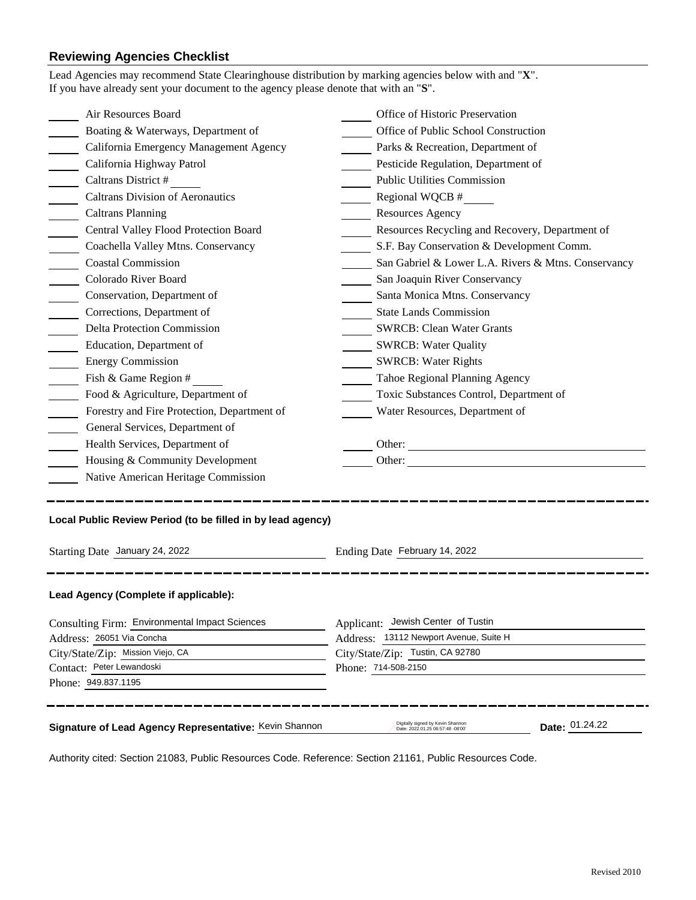## Reviewing Agencies Checklist

Lead Agencies may recommend State Clearinghouse distribution by marking agencies below with and "**X**".
If you have already sent your document to the agency please denote that with an "**S**".

- ____ Air Resources Board
- ____ Boating & Waterways, Department of
- ____ California Emergency Management Agency
- ____ California Highway Patrol
- ____ Caltrans District # ____
- ____ Caltrans Division of Aeronautics
- ____ Caltrans Planning
- ____ Central Valley Flood Protection Board
- ____ Coachella Valley Mtns. Conservancy
- ____ Coastal Commission
- ____ Colorado River Board
- ____ Conservation, Department of
- ____ Corrections, Department of
- ____ Delta Protection Commission
- ____ Education, Department of
- ____ Energy Commission
- ____ Fish & Game Region # ____
- ____ Food & Agriculture, Department of
- ____ Forestry and Fire Protection, Department of
- ____ General Services, Department of
- ____ Health Services, Department of
- ____ Housing & Community Development
- ____ Native American Heritage Commission
- ____ Office of Historic Preservation
- ____ Office of Public School Construction
- ____ Parks & Recreation, Department of
- ____ Pesticide Regulation, Department of
- ____ Public Utilities Commission
- ____ Regional WQCB # ____
- ____ Resources Agency
- ____ Resources Recycling and Recovery, Department of
- ____ S.F. Bay Conservation & Development Comm.
- ____ San Gabriel & Lower L.A. Rivers & Mtns. Conservancy
- ____ San Joaquin River Conservancy
- ____ Santa Monica Mtns. Conservancy
- ____ State Lands Commission
- ____ SWRCB: Clean Water Grants
- ____ SWRCB: Water Quality
- ____ SWRCB: Water Rights
- ____ Tahoe Regional Planning Agency
- ____ Toxic Substances Control, Department of
- ____ Water Resources, Department of
- ____ Other: ____
- ____ Other: ____

---

**Local Public Review Period (to be filled in by lead agency)**

Starting Date January 24, 2022

Ending Date February 14, 2022

---

**Lead Agency (Complete if applicable):**

Consulting Firm: Environmental Impact Sciences
Address: 26051 Via Concha
City/State/Zip: Mission Viejo, CA
Contact: Peter Lewandoski
Phone: 949.837.1195

Applicant: Jewish Center of Tustin
Address: 13112 Newport Avenue, Suite H
City/State/Zip: Tustin, CA 92780
Phone: 714-508-2150

---

**Signature of Lead Agency Representative:** Kevin Shannon

Digitally signed by Kevin Shannon
Date: 2022.01.25 06:57:48 -08'00'

**Date:** 01.24.22

Authority cited: Section 21083, Public Resources Code. Reference: Section 21161, Public Resources Code.

Revised 2010